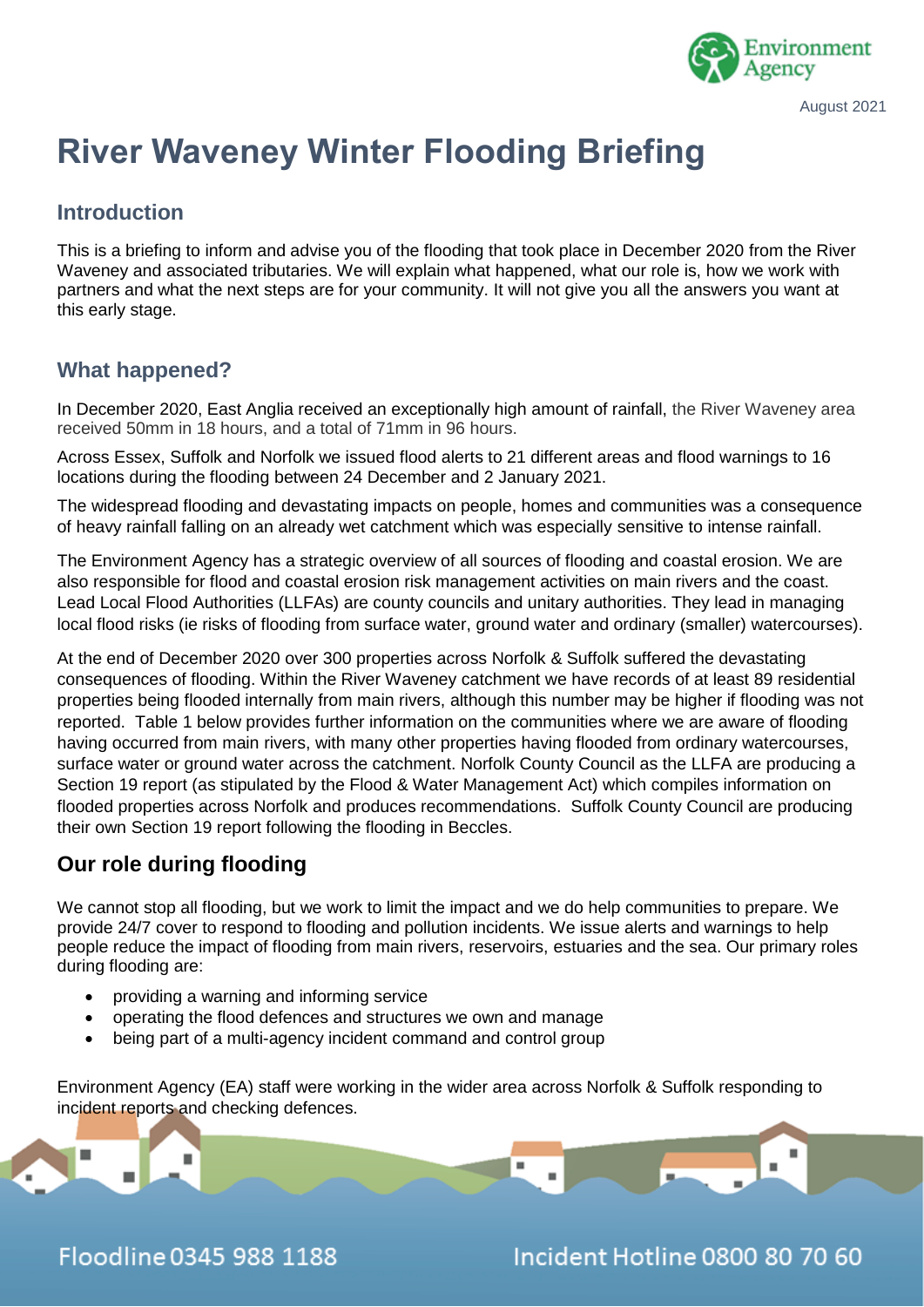August 2021

# River Waveney Winter Flooding Briefing

## Introduction

This is a briefing to inform and advise you of the flooding that took place in December 2020 from the River Waveney and associated tributaries. We will explain what happened, what our role is, how we work with partners and what the next steps are for your community. It will not give you all the answers you want at this early stage.

## What happened?

In December 2020, East Anglia received an exceptionally high amount of rainfall, the River Waveney area received 50mm in 18 hours, and a total of 71mm in 96 hours.

Across Essex, Suffolk and Norfolk we issued flood alerts to 21 different areas and flood warnings to 16 locations during the flooding between 24 December and 2 January 2021.

The widespread flooding and devastating impacts on people, homes and communities was a consequence of heavy rainfall falling on an already wet catchment which was especially sensitive to intense rainfall.

The Environment Agency has a strategic overview of all sources of flooding and coastal erosion. We are also responsible for flood and coastal erosion risk management activities on main rivers and the coast. Lead Local Flood Authorities (LLFAs) are county councils and unitary authorities. They lead in managing local flood risks (ie risks of flooding from surface water, ground water and ordinary (smaller) watercourses).

At the end of December 2020 over 300 properties across Norfolk & Suffolk suffered the devastating consequences of flooding. Within the River Waveney catchment we have records of at least 89 residential properties being flooded internally from main rivers, although this number may be higher if flooding was not reported. Table 1 below provides further information on the communities where we are aware of flooding having occurred from main rivers, with many other properties having flooded from ordinary watercourses, surface water or ground water across the catchment. Norfolk County Council as the LLFA are producing a Section 19 report (as stipulated by the Flood & Water Management Act) which compiles information on flooded properties across Norfolk and produces recommendations. Suffolk County Council are producing their own Section 19 report following the flooding in Beccles.

## Our role during flooding

We cannot stop all flooding, but we work to limit the impact and we do help communities to prepare. We provide 24/7 cover to respond to flooding and pollution incidents. We issue alerts and warnings to help people reduce the impact of flooding from main rivers, reservoirs, estuaries and the sea. Our primary roles during flooding are:

- providing a warning and informing service
- operating the flood defences and structures we own and manage
- being part of a multi-agency incident command and control group

Environment Agency (EA) staff were working in the wider area across Norfolk & Suffolk responding to incident reports and checking defences.

Floodline 0345 988 1188

Incident Hotline 0800 80 70 60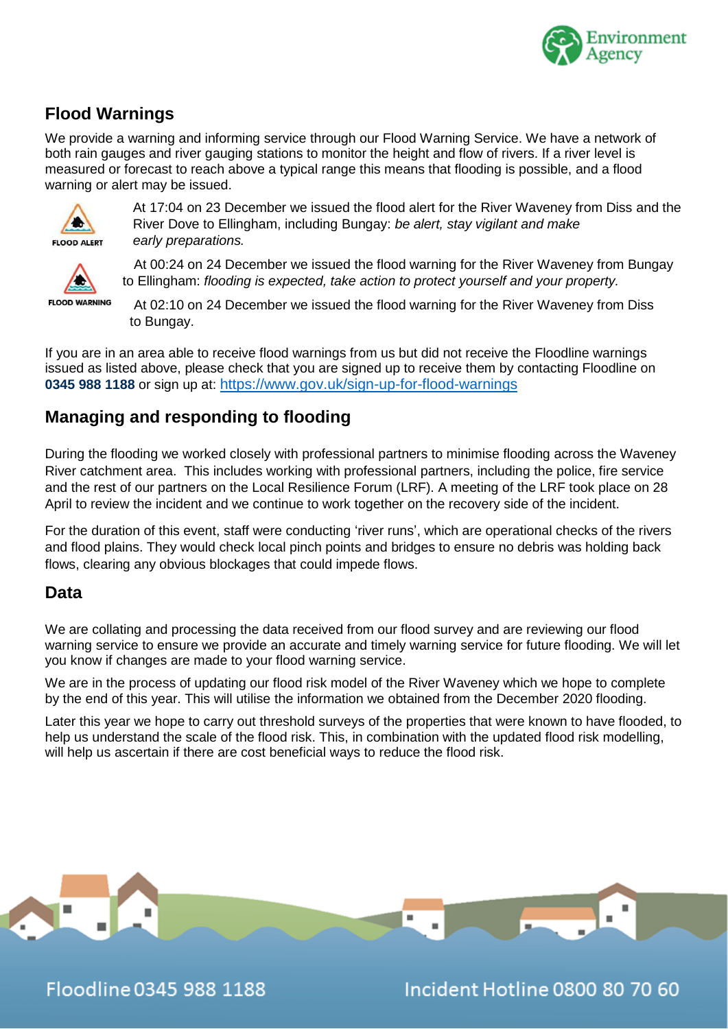## Flood Warnings

We provide a warning and informing service through our Flood Warning Service. We have a network of both rain gauges and river gauging stations to monitor the height and flow of rivers. If a river level is measured or forecast to reach above a typical range this means that flooding is possible, and a flood warning or alert may be issued.

FLOOD ALERT

At 17:04 on 23 December we issued the flood alert for the River Waveney from Diss and the River Dove to Ellingham, including Bungay: *be alert, stay vigilant and make early preparations.*

FLOOD WARNING

At 00:24 on 24 December we issued the flood warning for the River Waveney from Bungay to Ellingham: *flooding is expected, take action to protect yourself and your property.*

At 02:10 on 24 December we issued the flood warning for the River Waveney from Diss to Bungay.

If you are in an area able to receive flood warnings from us but did not receive the Floodline warnings issued as listed above, please check that you are signed up to receive them by contacting Floodline on **0345 988 1188** or sign up at: https://www.gov.uk/sign-up-for-flood-warnings

## Managing and responding to flooding

During the flooding we worked closely with professional partners to minimise flooding across the Waveney River catchment area. This includes working with professional partners, including the police, fire service and the rest of our partners on the Local Resilience Forum (LRF). A meeting of the LRF took place on 28 April to review the incident and we continue to work together on the recovery side of the incident.

For the duration of this event, staff were conducting 'river runs', which are operational checks of the rivers and flood plains. They would check local pinch points and bridges to ensure no debris was holding back flows, clearing any obvious blockages that could impede flows.

## Data

We are collating and processing the data received from our flood survey and are reviewing our flood warning service to ensure we provide an accurate and timely warning service for future flooding. We will let you know if changes are made to your flood warning service.

We are in the process of updating our flood risk model of the River Waveney which we hope to complete by the end of this year. This will utilise the information we obtained from the December 2020 flooding.

Later this year we hope to carry out threshold surveys of the properties that were known to have flooded, to help us understand the scale of the flood risk. This, in combination with the updated flood risk modelling, will help us ascertain if there are cost beneficial ways to reduce the flood risk.

Floodline 0345 988 1188

Incident Hotline 0800 80 70 60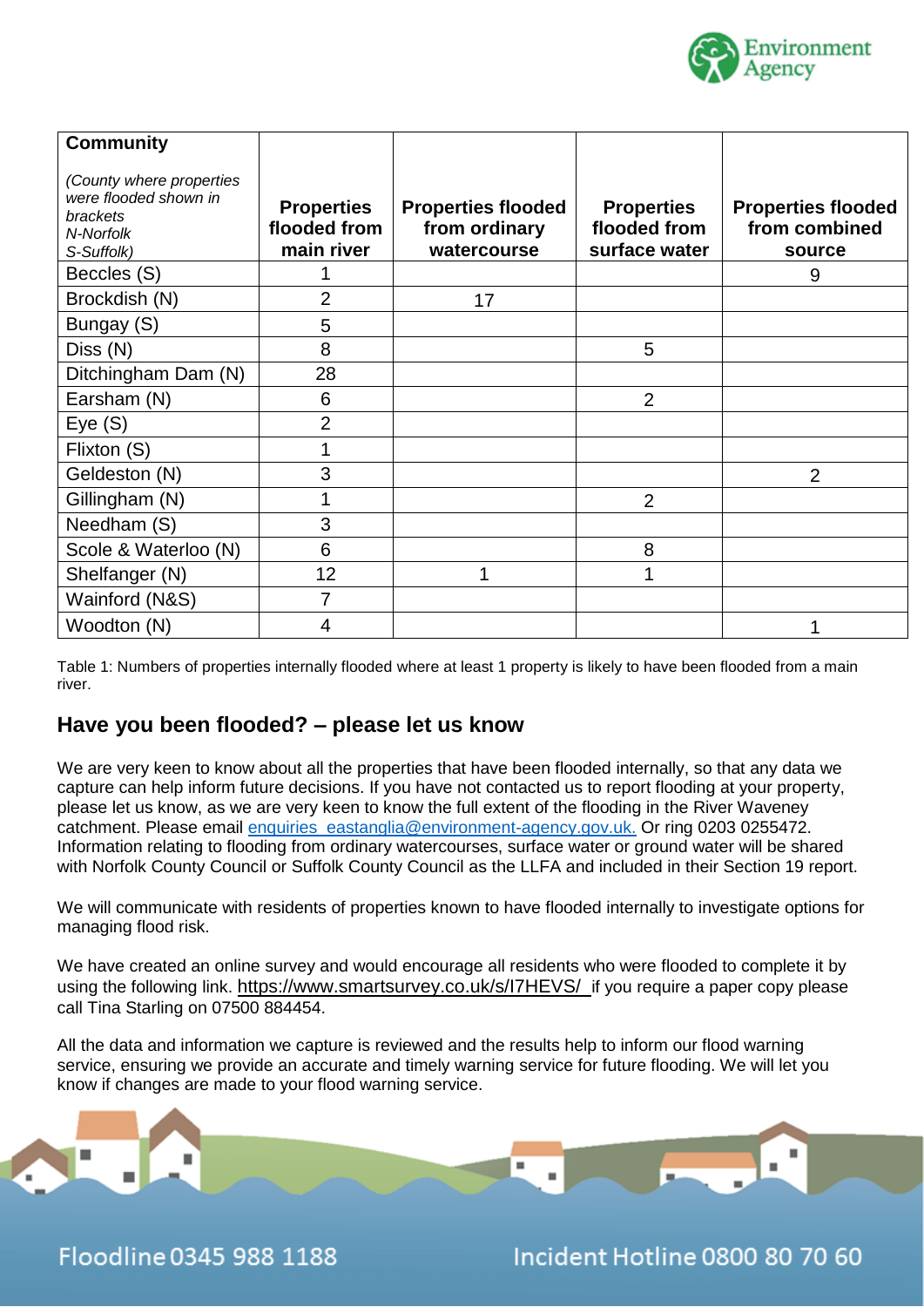| **Community**<br><br>*(County where properties were flooded shown in brackets N-Norfolk S-Suffolk)* | **Properties flooded from main river** | **Properties flooded from ordinary watercourse** | **Properties flooded from surface water** | **Properties flooded from combined source** |
|---|---|---|---|---|
| Beccles (S) | 1 | | | 9 |
| Brockdish (N) | 2 | 17 | | |
| Bungay (S) | 5 | | | |
| Diss (N) | 8 | | 5 | |
| Ditchingham Dam (N) | 28 | | | |
| Earsham (N) | 6 | | 2 | |
| Eye (S) | 2 | | | |
| Flixton (S) | 1 | | | |
| Geldeston (N) | 3 | | | 2 |
| Gillingham (N) | 1 | | 2 | |
| Needham (S) | 3 | | | |
| Scole & Waterloo (N) | 6 | | 8 | |
| Shelfanger (N) | 12 | 1 | 1 | |
| Wainford (N&S) | 7 | | | |
| Woodton (N) | 4 | | | 1 |

Table 1: Numbers of properties internally flooded where at least 1 property is likely to have been flooded from a main river.

## Have you been flooded? – please let us know

We are very keen to know about all the properties that have been flooded internally, so that any data we capture can help inform future decisions. If you have not contacted us to report flooding at your property, please let us know, as we are very keen to know the full extent of the flooding in the River Waveney catchment. Please email enquiries_eastanglia@environment-agency.gov.uk. Or ring 0203 0255472. Information relating to flooding from ordinary watercourses, surface water or ground water will be shared with Norfolk County Council or Suffolk County Council as the LLFA and included in their Section 19 report.

We will communicate with residents of properties known to have flooded internally to investigate options for managing flood risk.

We have created an online survey and would encourage all residents who were flooded to complete it by using the following link. https://www.smartsurvey.co.uk/s/I7HEVS/ if you require a paper copy please call Tina Starling on 07500 884454.

All the data and information we capture is reviewed and the results help to inform our flood warning service, ensuring we provide an accurate and timely warning service for future flooding. We will let you know if changes are made to your flood warning service.

Floodline 0345 988 1188

Incident Hotline 0800 80 70 60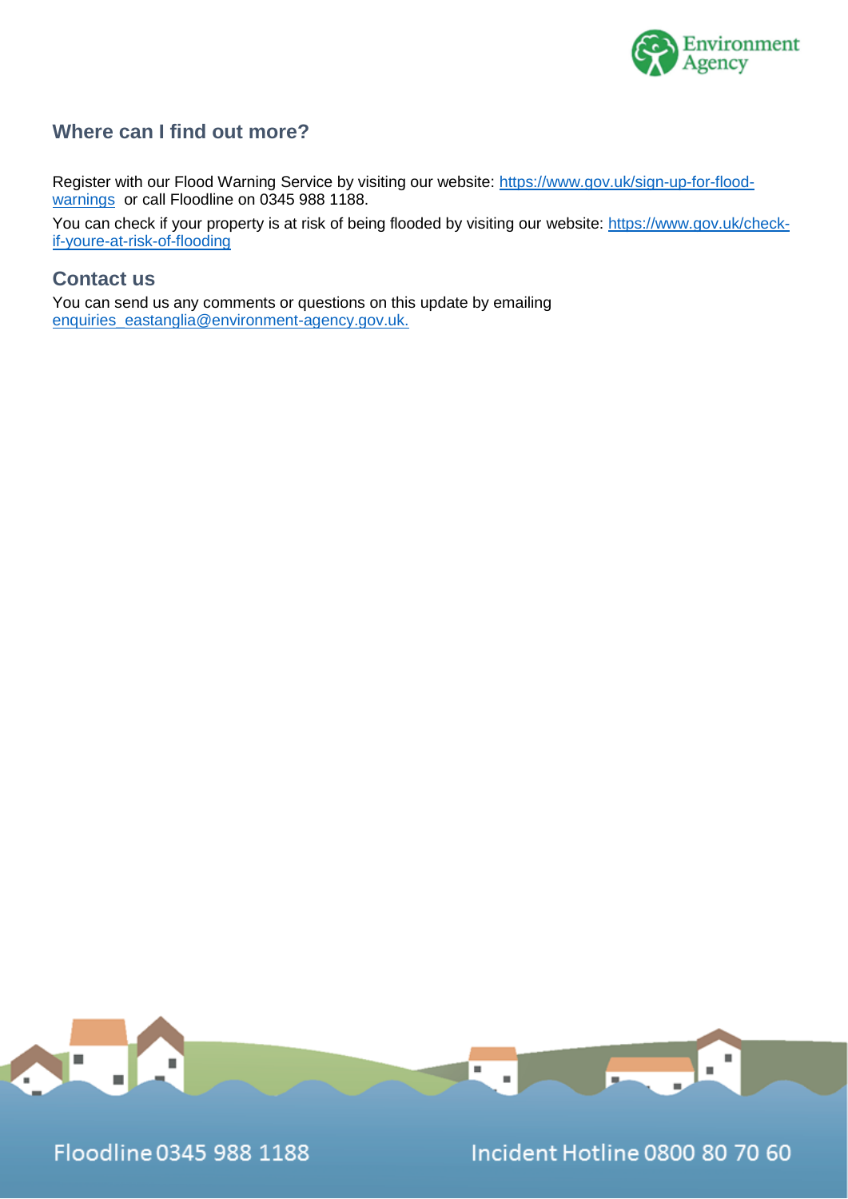## Where can I find out more?

Register with our Flood Warning Service by visiting our website: [https://www.gov.uk/sign-up-for-flood-warnings](https://www.gov.uk/sign-up-for-flood-warnings) or call Floodline on 0345 988 1188.

You can check if your property is at risk of being flooded by visiting our website: [https://www.gov.uk/check-if-youre-at-risk-of-flooding](https://www.gov.uk/check-if-youre-at-risk-of-flooding)

## Contact us

You can send us any comments or questions on this update by emailing enquiries_eastanglia@environment-agency.gov.uk.

Floodline 0345 988 1188

Incident Hotline 0800 80 70 60